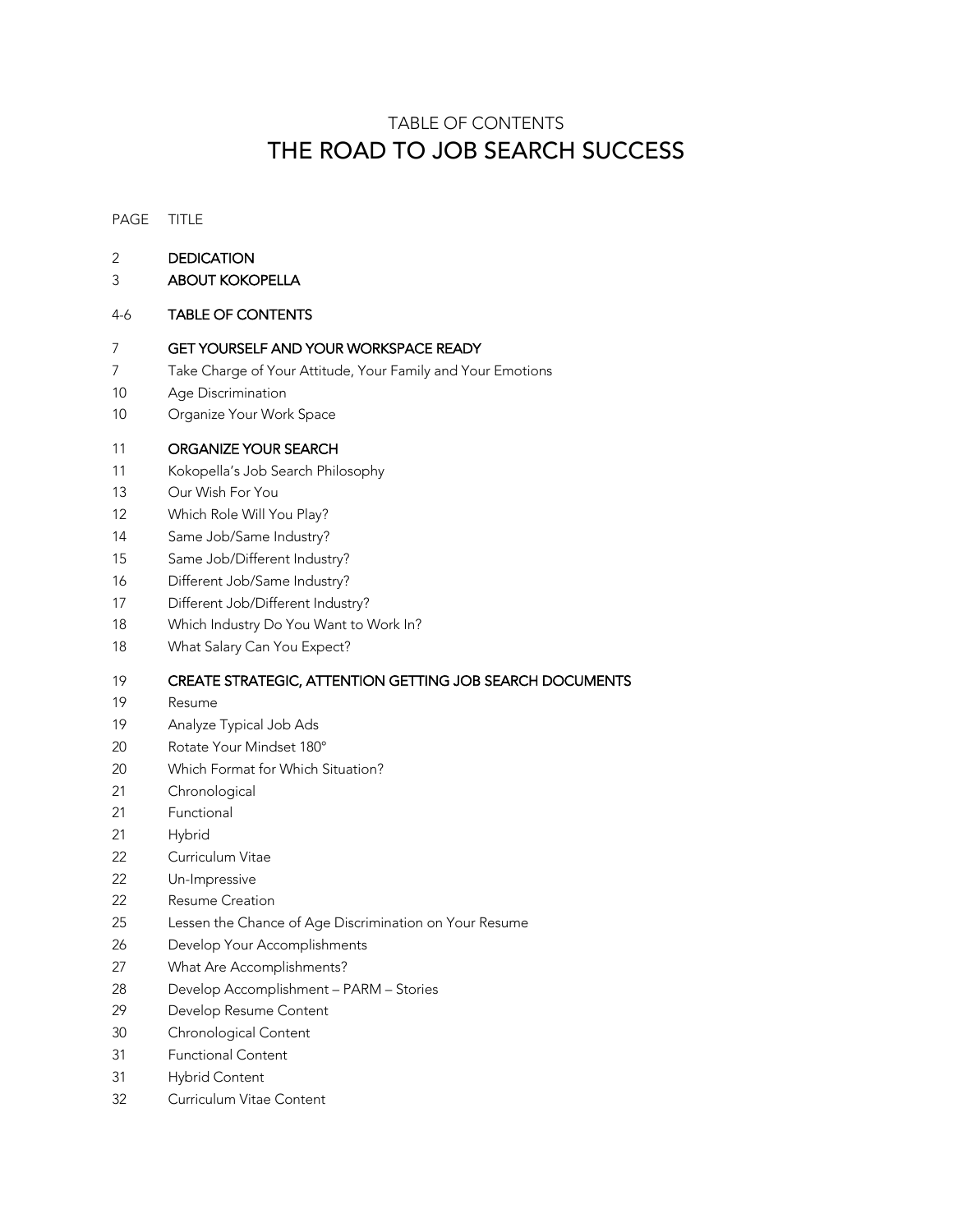# TABLE OF CONTENTS
## THE ROAD TO JOB SEARCH SUCCESS

| PAGE | TITLE |
|---|---|
| 2 | **DEDICATION** |
| 3 | **ABOUT KOKOPELLA** |
| 4-6 | **TABLE OF CONTENTS** |
| 7 | **GET YOURSELF AND YOUR WORKSPACE READY** |
| 7 | Take Charge of Your Attitude, Your Family and Your Emotions |
| 10 | Age Discrimination |
| 10 | Organize Your Work Space |
| 11 | **ORGANIZE YOUR SEARCH** |
| 11 | Kokopella's Job Search Philosophy |
| 13 | Our Wish For You |
| 12 | Which Role Will You Play? |
| 14 | Same Job/Same Industry? |
| 15 | Same Job/Different Industry? |
| 16 | Different Job/Same Industry? |
| 17 | Different Job/Different Industry? |
| 18 | Which Industry Do You Want to Work In? |
| 18 | What Salary Can You Expect? |
| 19 | **CREATE STRATEGIC, ATTENTION GETTING JOB SEARCH DOCUMENTS** |
| 19 | Resume |
| 19 | Analyze Typical Job Ads |
| 20 | Rotate Your Mindset 180° |
| 20 | Which Format for Which Situation? |
| 21 | Chronological |
| 21 | Functional |
| 21 | Hybrid |
| 22 | Curriculum Vitae |
| 22 | Un-Impressive |
| 22 | Resume Creation |
| 25 | Lessen the Chance of Age Discrimination on Your Resume |
| 26 | Develop Your Accomplishments |
| 27 | What Are Accomplishments? |
| 28 | Develop Accomplishment – PARM – Stories |
| 29 | Develop Resume Content |
| 30 | Chronological Content |
| 31 | Functional Content |
| 31 | Hybrid Content |
| 32 | Curriculum Vitae Content |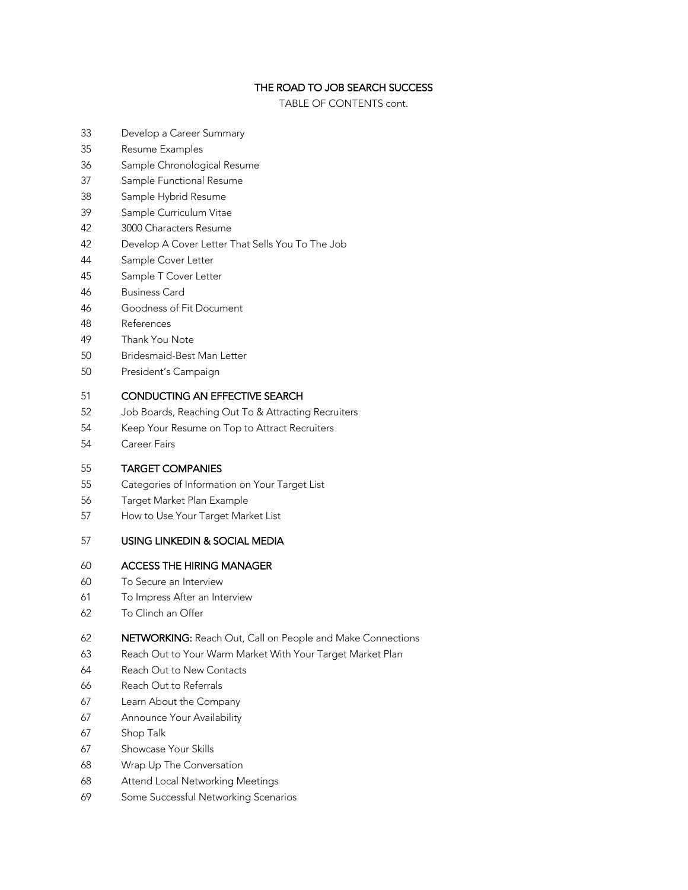**THE ROAD TO JOB SEARCH SUCCESS**

TABLE OF CONTENTS cont.

| | |
|---|---|
| 33 | Develop a Career Summary |
| 35 | Resume Examples |
| 36 | Sample Chronological Resume |
| 37 | Sample Functional Resume |
| 38 | Sample Hybrid Resume |
| 39 | Sample Curriculum Vitae |
| 42 | 3000 Characters Resume |
| 42 | Develop A Cover Letter That Sells You To The Job |
| 44 | Sample Cover Letter |
| 45 | Sample T Cover Letter |
| 46 | Business Card |
| 46 | Goodness of Fit Document |
| 48 | References |
| 49 | Thank You Note |
| 50 | Bridesmaid-Best Man Letter |
| 50 | President's Campaign |
| 51 | **CONDUCTING AN EFFECTIVE SEARCH** |
| 52 | Job Boards, Reaching Out To & Attracting Recruiters |
| 54 | Keep Your Resume on Top to Attract Recruiters |
| 54 | Career Fairs |
| 55 | **TARGET COMPANIES** |
| 55 | Categories of Information on Your Target List |
| 56 | Target Market Plan Example |
| 57 | How to Use Your Target Market List |
| 57 | **USING LINKEDIN & SOCIAL MEDIA** |
| 60 | **ACCESS THE HIRING MANAGER** |
| 60 | To Secure an Interview |
| 61 | To Impress After an Interview |
| 62 | To Clinch an Offer |
| 62 | **NETWORKING:** Reach Out, Call on People and Make Connections |
| 63 | Reach Out to Your Warm Market With Your Target Market Plan |
| 64 | Reach Out to New Contacts |
| 66 | Reach Out to Referrals |
| 67 | Learn About the Company |
| 67 | Announce Your Availability |
| 67 | Shop Talk |
| 67 | Showcase Your Skills |
| 68 | Wrap Up The Conversation |
| 68 | Attend Local Networking Meetings |
| 69 | Some Successful Networking Scenarios |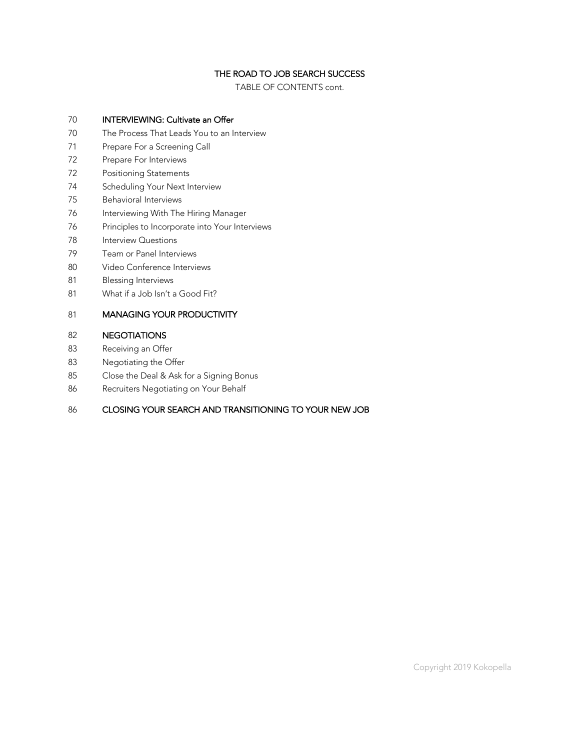# THE ROAD TO JOB SEARCH SUCCESS

TABLE OF CONTENTS cont.

| | |
|---|---|
| 70 | **INTERVIEWING: Cultivate an Offer** |
| 70 | The Process That Leads You to an Interview |
| 71 | Prepare For a Screening Call |
| 72 | Prepare For Interviews |
| 72 | Positioning Statements |
| 74 | Scheduling Your Next Interview |
| 75 | Behavioral Interviews |
| 76 | Interviewing With The Hiring Manager |
| 76 | Principles to Incorporate into Your Interviews |
| 78 | Interview Questions |
| 79 | Team or Panel Interviews |
| 80 | Video Conference Interviews |
| 81 | Blessing Interviews |
| 81 | What if a Job Isn't a Good Fit? |
| 81 | **MANAGING YOUR PRODUCTIVITY** |
| 82 | **NEGOTIATIONS** |
| 83 | Receiving an Offer |
| 83 | Negotiating the Offer |
| 85 | Close the Deal & Ask for a Signing Bonus |
| 86 | Recruiters Negotiating on Your Behalf |
| 86 | **CLOSING YOUR SEARCH AND TRANSITIONING TO YOUR NEW JOB** |

Copyright 2019 Kokopella